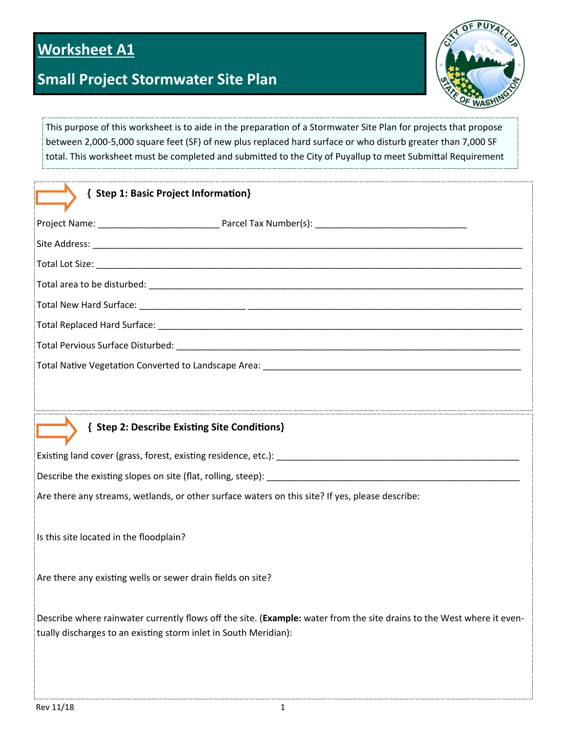# Worksheet A1

## Small Project Stormwater Site Plan

This purpose of this worksheet is to aide in the preparation of a Stormwater Site Plan for projects that propose between 2,000-5,000 square feet (SF) of new plus replaced hard surface or who disturb greater than 7,000 SF total. This worksheet must be completed and submitted to the City of Puyallup to meet Submittal Requirement

### { Step 1: Basic Project Information}

Project Name: ________________________ Parcel Tax Number(s): ______________________________

Site Address: ______________________________________________________________________________________

Total Lot Size: _____________________________________________________________________________________

Total area to be disturbed: ___________________________________________________________________________

Total New Hard Surface: ____________________ ______________________________________________________

Total Replaced Hard Surface: _________________________________________________________________________

Total Pervious Surface Disturbed: _____________________________________________________________________

Total Native Vegetation Converted to Landscape Area: ____________________________________________________

### { Step 2: Describe Existing Site Conditions}

Existing land cover (grass, forest, existing residence, etc.): ________________________________________________

Describe the existing slopes on site (flat, rolling, steep): __________________________________________________

Are there any streams, wetlands, or other surface waters on this site? If yes, please describe:

Is this site located in the floodplain?

Are there any existing wells or sewer drain fields on site?

Describe where rainwater currently flows off the site. (**Example:** water from the site drains to the West where it eventually discharges to an existing storm inlet in South Meridian):

Rev 11/18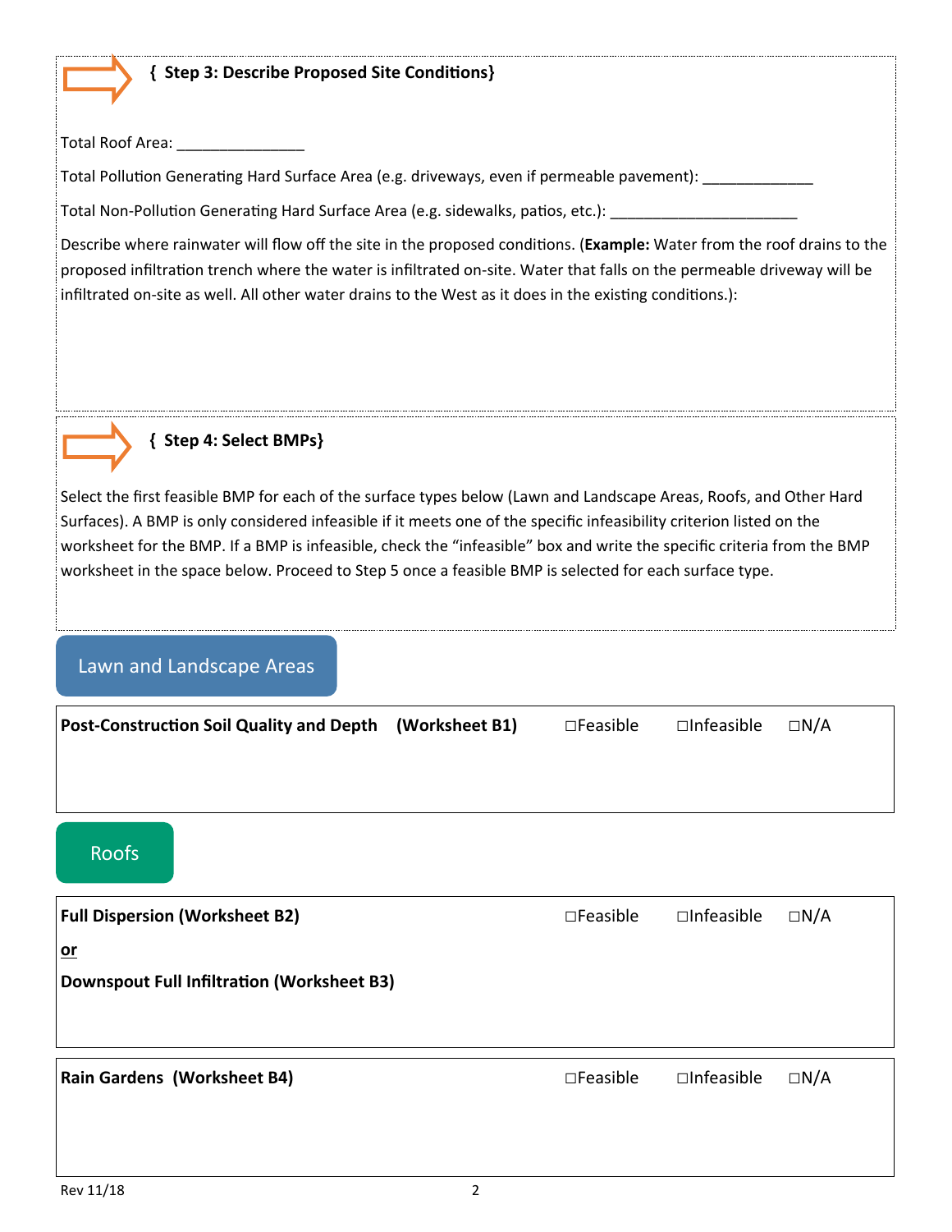## { Step 3: Describe Proposed Site Conditions}

Total Roof Area: _______________

Total Pollution Generating Hard Surface Area (e.g. driveways, even if permeable pavement): _____________

Total Non-Pollution Generating Hard Surface Area (e.g. sidewalks, patios, etc.): ______________________

Describe where rainwater will flow off the site in the proposed conditions. (**Example:** Water from the roof drains to the proposed infiltration trench where the water is infiltrated on-site. Water that falls on the permeable driveway will be infiltrated on-site as well. All other water drains to the West as it does in the existing conditions.):

## { Step 4: Select BMPs}

Select the first feasible BMP for each of the surface types below (Lawn and Landscape Areas, Roofs, and Other Hard Surfaces). A BMP is only considered infeasible if it meets one of the specific infeasibility criterion listed on the worksheet for the BMP. If a BMP is infeasible, check the "infeasible" box and write the specific criteria from the BMP worksheet in the space below. Proceed to Step 5 once a feasible BMP is selected for each surface type.

### Lawn and Landscape Areas

**Post-Construction Soil Quality and Depth (Worksheet B1)** ☐Feasible ☐Infeasible ☐N/A

### Roofs

**Full Dispersion (Worksheet B2)** ☐Feasible ☐Infeasible ☐N/A

**or**

**Downspout Full Infiltration (Worksheet B3)**

**Rain Gardens (Worksheet B4)** ☐Feasible ☐Infeasible ☐N/A

Rev 11/18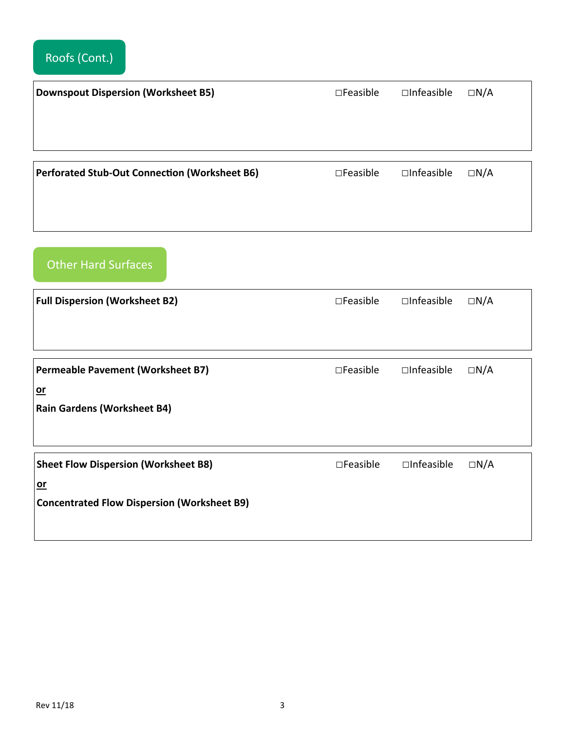## Roofs (Cont.)

| **Downspout Dispersion (Worksheet B5)** | ☐Feasible | ☐Infeasible | ☐N/A |
|---|---|---|---|

| **Perforated Stub-Out Connection (Worksheet B6)** | ☐Feasible | ☐Infeasible | ☐N/A |
|---|---|---|---|

## Other Hard Surfaces

| **Full Dispersion (Worksheet B2)** | ☐Feasible | ☐Infeasible | ☐N/A |
|---|---|---|---|

| **Permeable Pavement (Worksheet B7)**<br>**<u>or</u>**<br>**Rain Gardens (Worksheet B4)** | ☐Feasible | ☐Infeasible | ☐N/A |
|---|---|---|---|

| **Sheet Flow Dispersion (Worksheet B8)**<br>**<u>or</u>**<br>**Concentrated Flow Dispersion (Worksheet B9)** | ☐Feasible | ☐Infeasible | ☐N/A |
|---|---|---|---|

Rev 11/18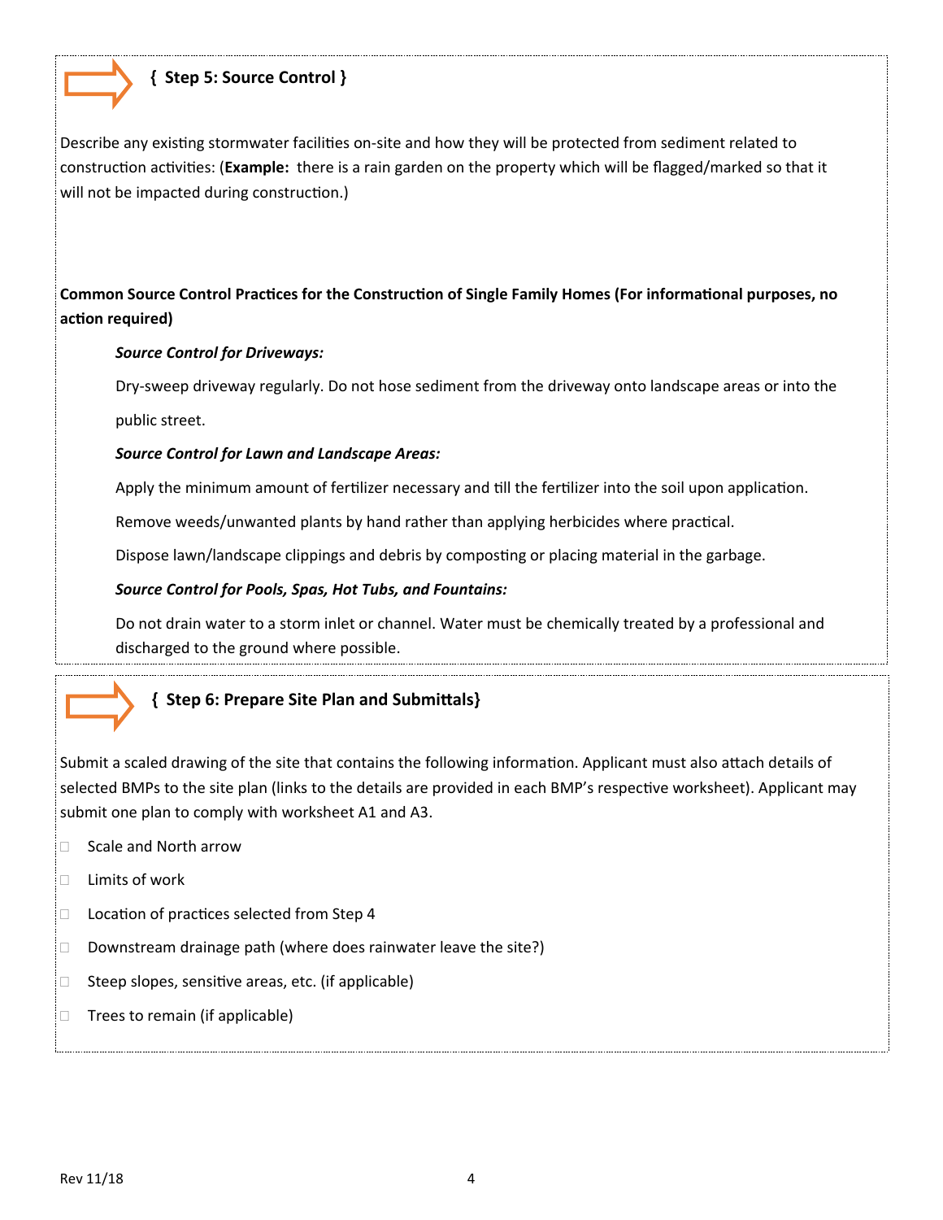## { Step 5: Source Control }

Describe any existing stormwater facilities on-site and how they will be protected from sediment related to construction activities: (**Example:** there is a rain garden on the property which will be flagged/marked so that it will not be impacted during construction.)

**Common Source Control Practices for the Construction of Single Family Homes (For informational purposes, no action required)**

***Source Control for Driveways:***

Dry-sweep driveway regularly. Do not hose sediment from the driveway onto landscape areas or into the public street.

***Source Control for Lawn and Landscape Areas:***

Apply the minimum amount of fertilizer necessary and till the fertilizer into the soil upon application.

Remove weeds/unwanted plants by hand rather than applying herbicides where practical.

Dispose lawn/landscape clippings and debris by composting or placing material in the garbage.

***Source Control for Pools, Spas, Hot Tubs, and Fountains:***

Do not drain water to a storm inlet or channel. Water must be chemically treated by a professional and discharged to the ground where possible.

## { Step 6: Prepare Site Plan and Submittals}

Submit a scaled drawing of the site that contains the following information. Applicant must also attach details of selected BMPs to the site plan (links to the details are provided in each BMP's respective worksheet). Applicant may submit one plan to comply with worksheet A1 and A3.

- ☐ Scale and North arrow
- ☐ Limits of work
- ☐ Location of practices selected from Step 4
- ☐ Downstream drainage path (where does rainwater leave the site?)
- ☐ Steep slopes, sensitive areas, etc. (if applicable)
- ☐ Trees to remain (if applicable)

Rev 11/18